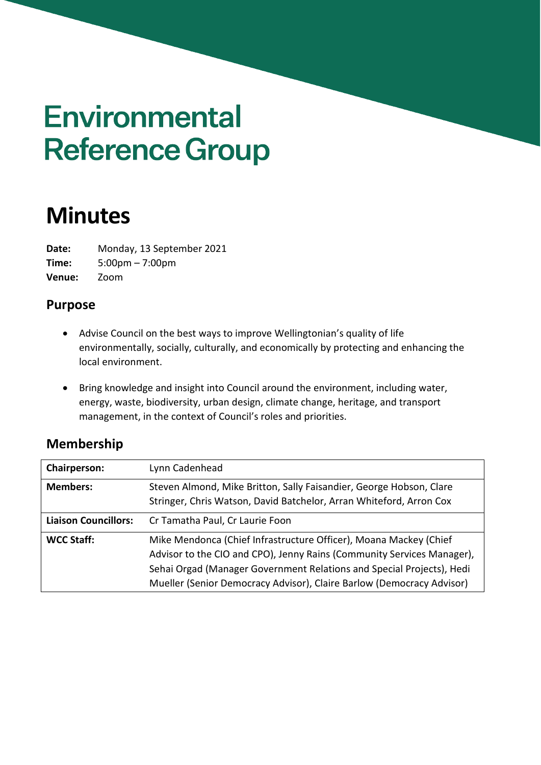# Environmental Reference Group

# Minutes

**Date:** Monday, 13 September 2021
**Time:** 5:00pm – 7:00pm
**Venue:** Zoom

## Purpose

- Advise Council on the best ways to improve Wellingtonian's quality of life environmentally, socially, culturally, and economically by protecting and enhancing the local environment.
- Bring knowledge and insight into Council around the environment, including water, energy, waste, biodiversity, urban design, climate change, heritage, and transport management, in the context of Council's roles and priorities.

## Membership

| | |
|---|---|
| **Chairperson:** | Lynn Cadenhead |
| **Members:** | Steven Almond, Mike Britton, Sally Faisandier, George Hobson, Clare Stringer, Chris Watson, David Batchelor, Arran Whiteford, Arron Cox |
| **Liaison Councillors:** | Cr Tamatha Paul, Cr Laurie Foon |
| **WCC Staff:** | Mike Mendonca (Chief Infrastructure Officer), Moana Mackey (Chief Advisor to the CIO and CPO), Jenny Rains (Community Services Manager), Sehai Orgad (Manager Government Relations and Special Projects), Hedi Mueller (Senior Democracy Advisor), Claire Barlow (Democracy Advisor) |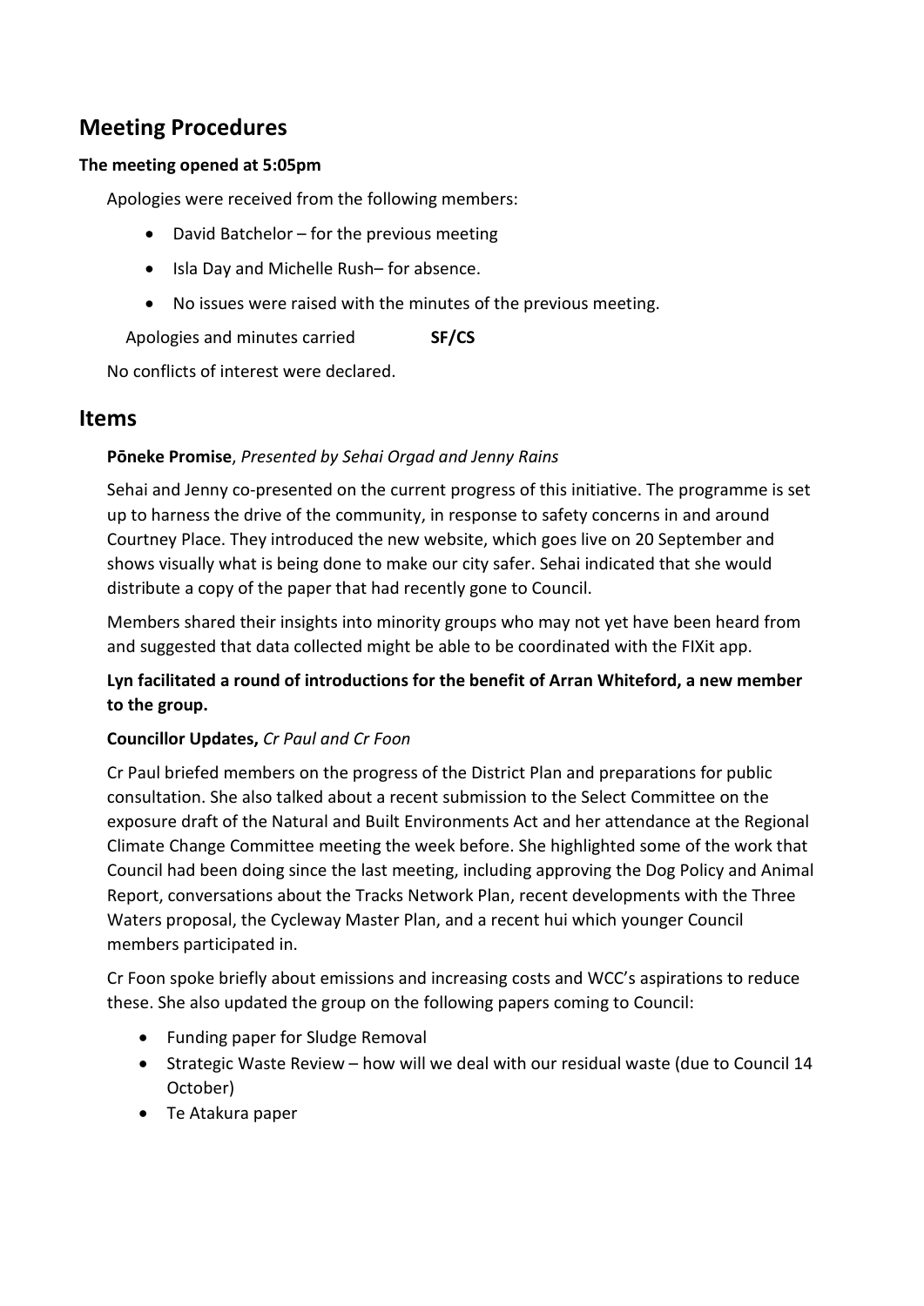## Meeting Procedures

**The meeting opened at 5:05pm**

Apologies were received from the following members:

- David Batchelor – for the previous meeting
- Isla Day and Michelle Rush– for absence.
- No issues were raised with the minutes of the previous meeting.

Apologies and minutes carried **SF/CS**

No conflicts of interest were declared.

## Items

**Pōneke Promise**, *Presented by Sehai Orgad and Jenny Rains*

Sehai and Jenny co-presented on the current progress of this initiative. The programme is set up to harness the drive of the community, in response to safety concerns in and around Courtney Place. They introduced the new website, which goes live on 20 September and shows visually what is being done to make our city safer. Sehai indicated that she would distribute a copy of the paper that had recently gone to Council.

Members shared their insights into minority groups who may not yet have been heard from and suggested that data collected might be able to be coordinated with the FIXit app.

**Lyn facilitated a round of introductions for the benefit of Arran Whiteford, a new member to the group.**

**Councillor Updates,** *Cr Paul and Cr Foon*

Cr Paul briefed members on the progress of the District Plan and preparations for public consultation. She also talked about a recent submission to the Select Committee on the exposure draft of the Natural and Built Environments Act and her attendance at the Regional Climate Change Committee meeting the week before. She highlighted some of the work that Council had been doing since the last meeting, including approving the Dog Policy and Animal Report, conversations about the Tracks Network Plan, recent developments with the Three Waters proposal, the Cycleway Master Plan, and a recent hui which younger Council members participated in.

Cr Foon spoke briefly about emissions and increasing costs and WCC's aspirations to reduce these. She also updated the group on the following papers coming to Council:

- Funding paper for Sludge Removal
- Strategic Waste Review – how will we deal with our residual waste (due to Council 14 October)
- Te Atakura paper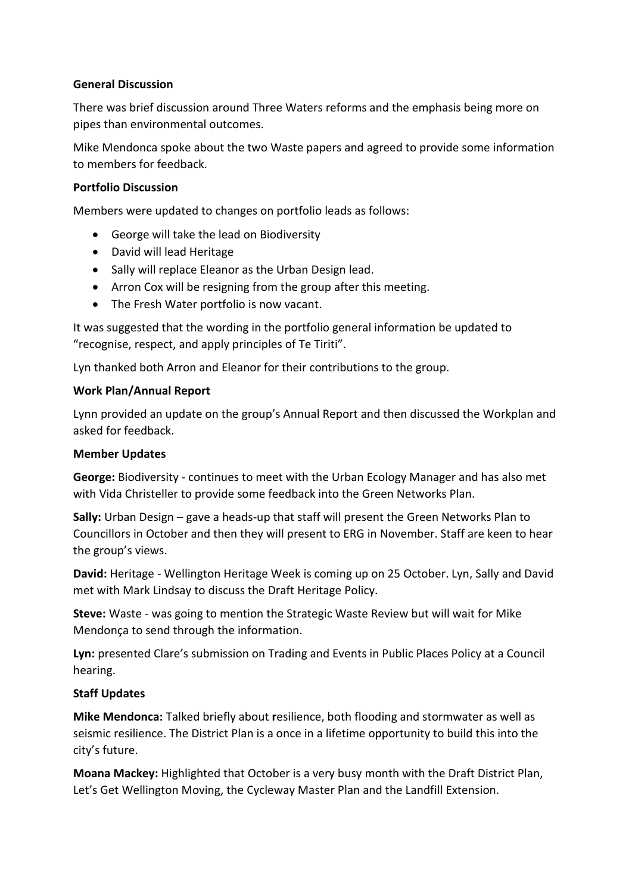**General Discussion**

There was brief discussion around Three Waters reforms and the emphasis being more on pipes than environmental outcomes.

Mike Mendonca spoke about the two Waste papers and agreed to provide some information to members for feedback.

**Portfolio Discussion**

Members were updated to changes on portfolio leads as follows:

- George will take the lead on Biodiversity
- David will lead Heritage
- Sally will replace Eleanor as the Urban Design lead.
- Arron Cox will be resigning from the group after this meeting.
- The Fresh Water portfolio is now vacant.

It was suggested that the wording in the portfolio general information be updated to "recognise, respect, and apply principles of Te Tiriti".

Lyn thanked both Arron and Eleanor for their contributions to the group.

**Work Plan/Annual Report**

Lynn provided an update on the group's Annual Report and then discussed the Workplan and asked for feedback.

**Member Updates**

**George:** Biodiversity - continues to meet with the Urban Ecology Manager and has also met with Vida Christeller to provide some feedback into the Green Networks Plan.

**Sally:** Urban Design – gave a heads-up that staff will present the Green Networks Plan to Councillors in October and then they will present to ERG in November. Staff are keen to hear the group's views.

**David:** Heritage - Wellington Heritage Week is coming up on 25 October. Lyn, Sally and David met with Mark Lindsay to discuss the Draft Heritage Policy.

**Steve:** Waste - was going to mention the Strategic Waste Review but will wait for Mike Mendonça to send through the information.

**Lyn:** presented Clare's submission on Trading and Events in Public Places Policy at a Council hearing.

**Staff Updates**

**Mike Mendonca:** Talked briefly about **r**esilience, both flooding and stormwater as well as seismic resilience. The District Plan is a once in a lifetime opportunity to build this into the city's future.

**Moana Mackey:** Highlighted that October is a very busy month with the Draft District Plan, Let's Get Wellington Moving, the Cycleway Master Plan and the Landfill Extension.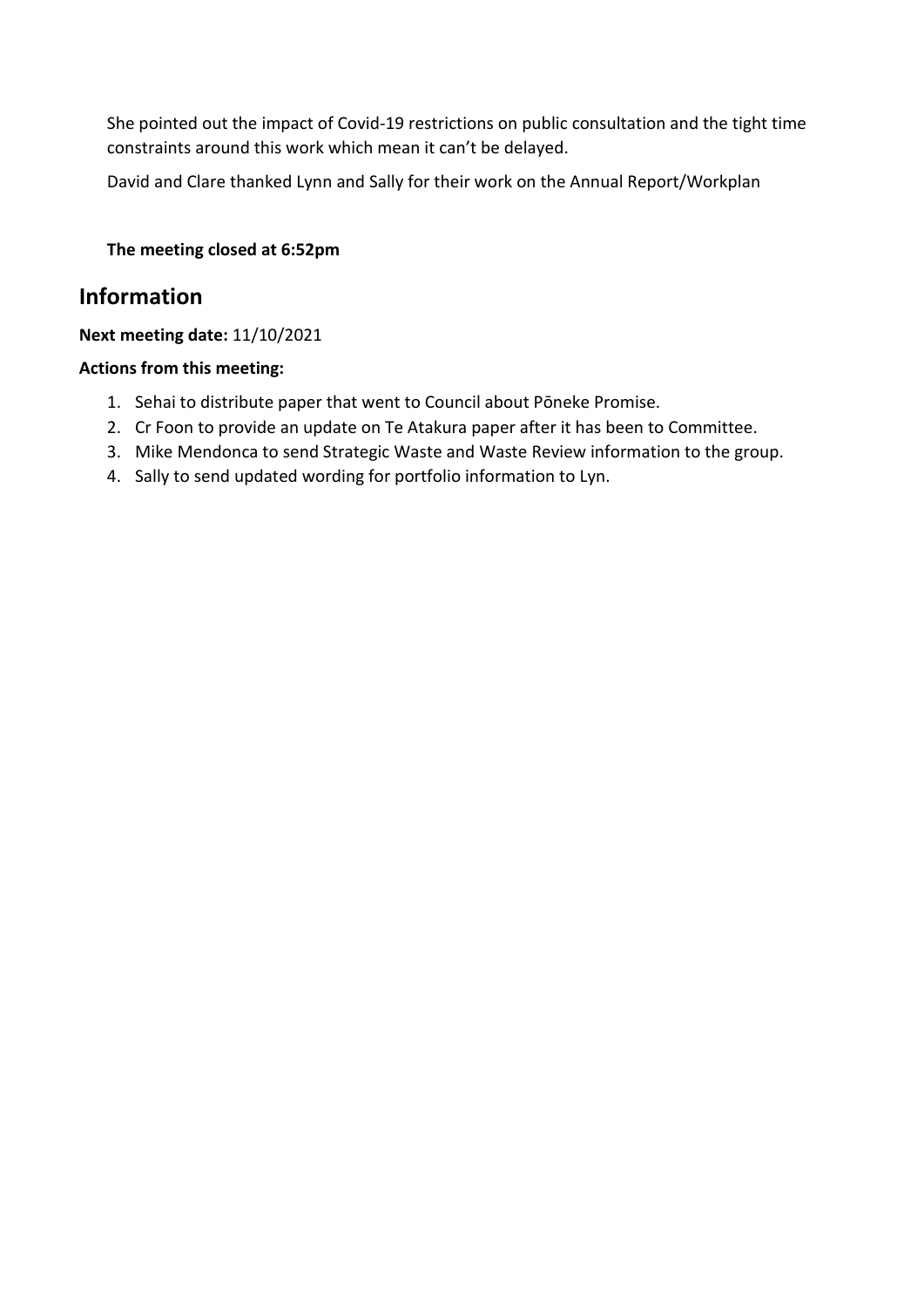She pointed out the impact of Covid-19 restrictions on public consultation and the tight time constraints around this work which mean it can't be delayed.

David and Clare thanked Lynn and Sally for their work on the Annual Report/Workplan

**The meeting closed at 6:52pm**

## Information

**Next meeting date:** 11/10/2021

**Actions from this meeting:**

1. Sehai to distribute paper that went to Council about Pōneke Promise.
2. Cr Foon to provide an update on Te Atakura paper after it has been to Committee.
3. Mike Mendonca to send Strategic Waste and Waste Review information to the group.
4. Sally to send updated wording for portfolio information to Lyn.